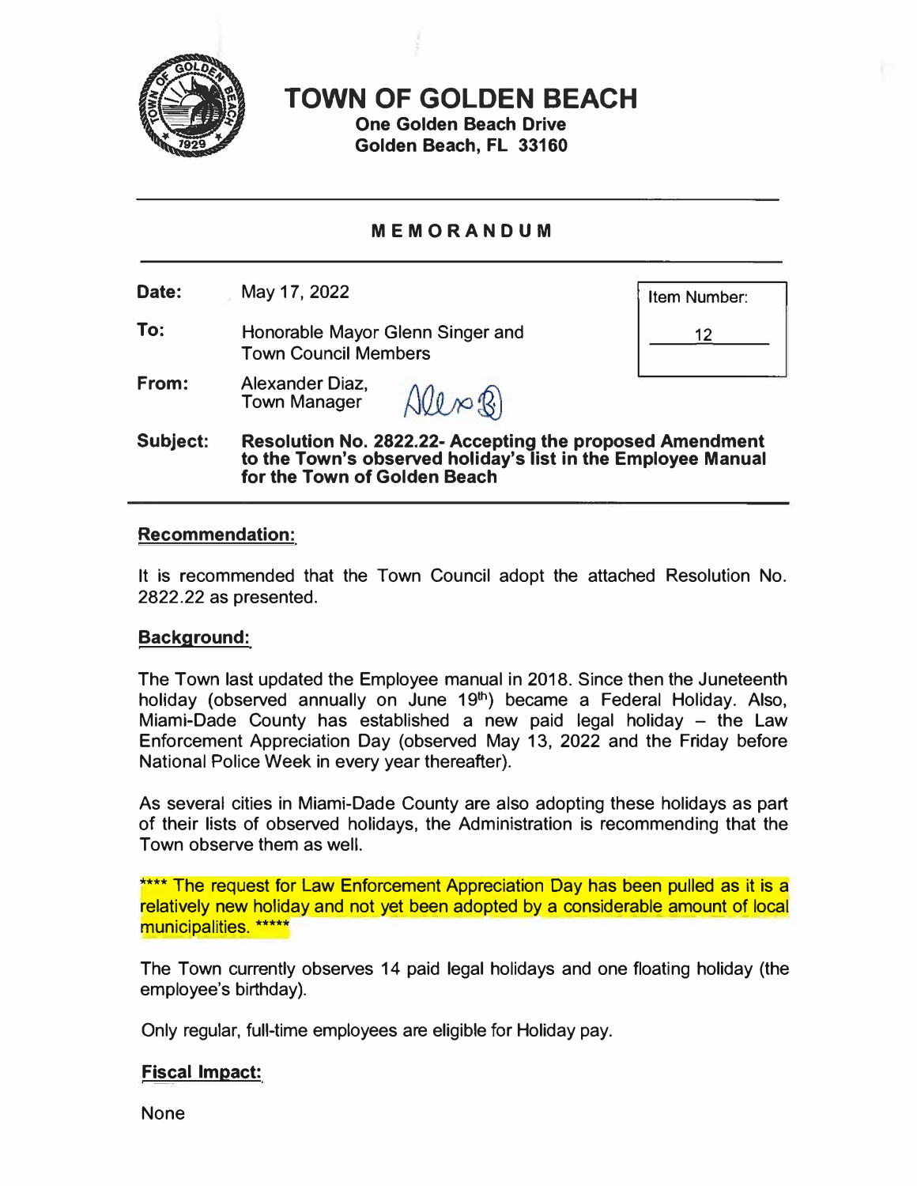# TOWN OF GOLDEN BEACH

**One Golden Beach Drive**
**Golden Beach, FL 33160**

---

## MEMORANDUM

---

**Date:** May 17, 2022

**Item Number:** 12

**To:** Honorable Mayor Glenn Singer and Town Council Members

**From:** Alexander Diaz, Town Manager

**Subject:** **Resolution No. 2822.22- Accepting the proposed Amendment to the Town's observed holiday's list in the Employee Manual for the Town of Golden Beach**

---

### Recommendation:

It is recommended that the Town Council adopt the attached Resolution No. 2822.22 as presented.

### Background:

The Town last updated the Employee manual in 2018. Since then the Juneteenth holiday (observed annually on June 19th) became a Federal Holiday. Also, Miami-Dade County has established a new paid legal holiday – the Law Enforcement Appreciation Day (observed May 13, 2022 and the Friday before National Police Week in every year thereafter).

As several cities in Miami-Dade County are also adopting these holidays as part of their lists of observed holidays, the Administration is recommending that the Town observe them as well.

**** The request for Law Enforcement Appreciation Day has been pulled as it is a relatively new holiday and not yet been adopted by a considerable amount of local municipalities. *****

The Town currently observes 14 paid legal holidays and one floating holiday (the employee's birthday).

Only regular, full-time employees are eligible for Holiday pay.

### Fiscal Impact:

None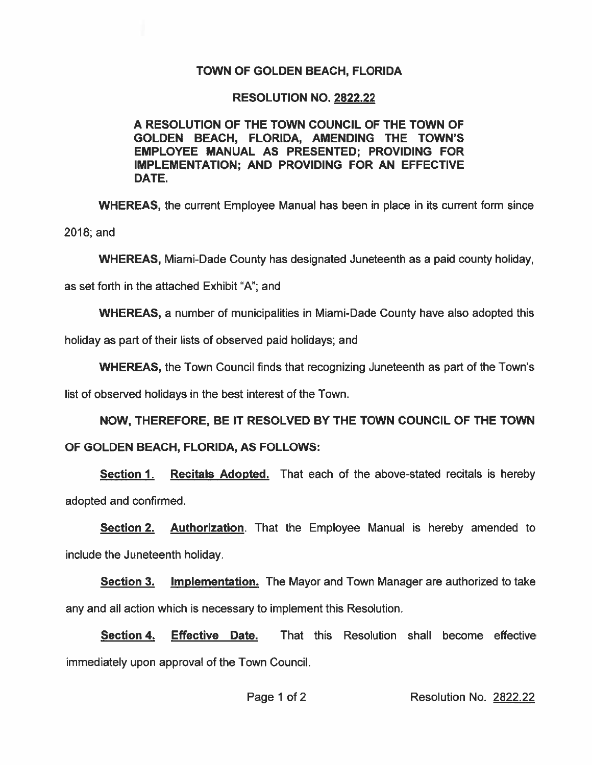**TOWN OF GOLDEN BEACH, FLORIDA**

**RESOLUTION NO. 2822.22**

**A RESOLUTION OF THE TOWN COUNCIL OF THE TOWN OF GOLDEN BEACH, FLORIDA, AMENDING THE TOWN'S EMPLOYEE MANUAL AS PRESENTED; PROVIDING FOR IMPLEMENTATION; AND PROVIDING FOR AN EFFECTIVE DATE.**

**WHEREAS,** the current Employee Manual has been in place in its current form since 2018; and

**WHEREAS,** Miami-Dade County has designated Juneteenth as a paid county holiday, as set forth in the attached Exhibit "A"; and

**WHEREAS,** a number of municipalities in Miami-Dade County have also adopted this holiday as part of their lists of observed paid holidays; and

**WHEREAS,** the Town Council finds that recognizing Juneteenth as part of the Town's list of observed holidays in the best interest of the Town.

**NOW, THEREFORE, BE IT RESOLVED BY THE TOWN COUNCIL OF THE TOWN OF GOLDEN BEACH, FLORIDA, AS FOLLOWS:**

**Section 1. Recitals Adopted.** That each of the above-stated recitals is hereby adopted and confirmed.

**Section 2. Authorization**. That the Employee Manual is hereby amended to include the Juneteenth holiday.

**Section 3. Implementation.** The Mayor and Town Manager are authorized to take any and all action which is necessary to implement this Resolution.

**Section 4. Effective Date.** That this Resolution shall become effective immediately upon approval of the Town Council.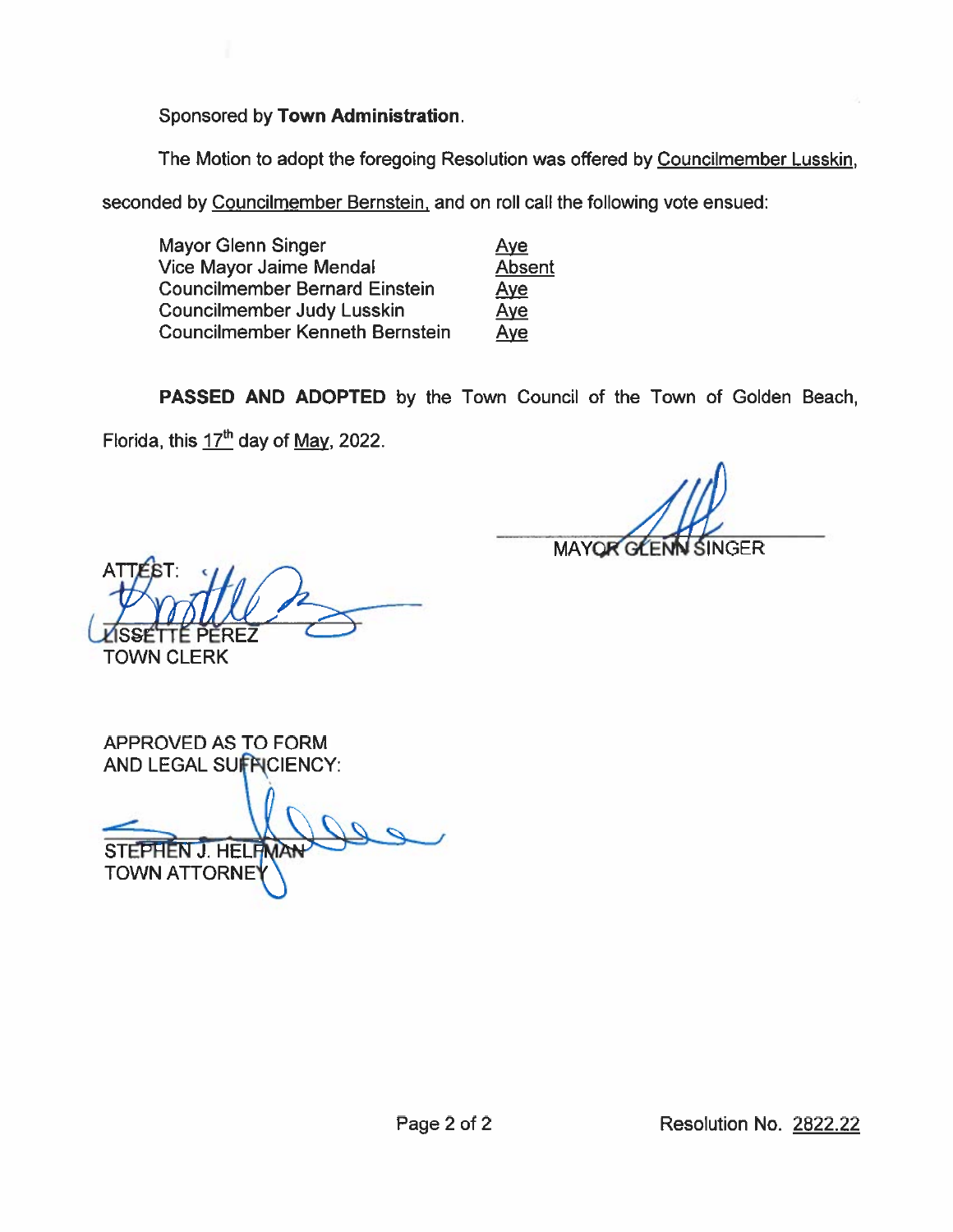Sponsored by **Town Administration**.

The Motion to adopt the foregoing Resolution was offered by Councilmember Lusskin, seconded by Councilmember Bernstein, and on roll call the following vote ensued:

| | |
|---|---|
| Mayor Glenn Singer | Aye |
| Vice Mayor Jaime Mendal | Absent |
| Councilmember Bernard Einstein | Aye |
| Councilmember Judy Lusskin | Aye |
| Councilmember Kenneth Bernstein | Aye |

**PASSED AND ADOPTED** by the Town Council of the Town of Golden Beach, Florida, this 17th day of May, 2022.

MAYOR GLENN SINGER

ATTEST:

LISSETTE PEREZ
TOWN CLERK

APPROVED AS TO FORM
AND LEGAL SUFFICIENCY:

STEPHEN J. HELFMAN
TOWN ATTORNEY

Resolution No. 2822.22